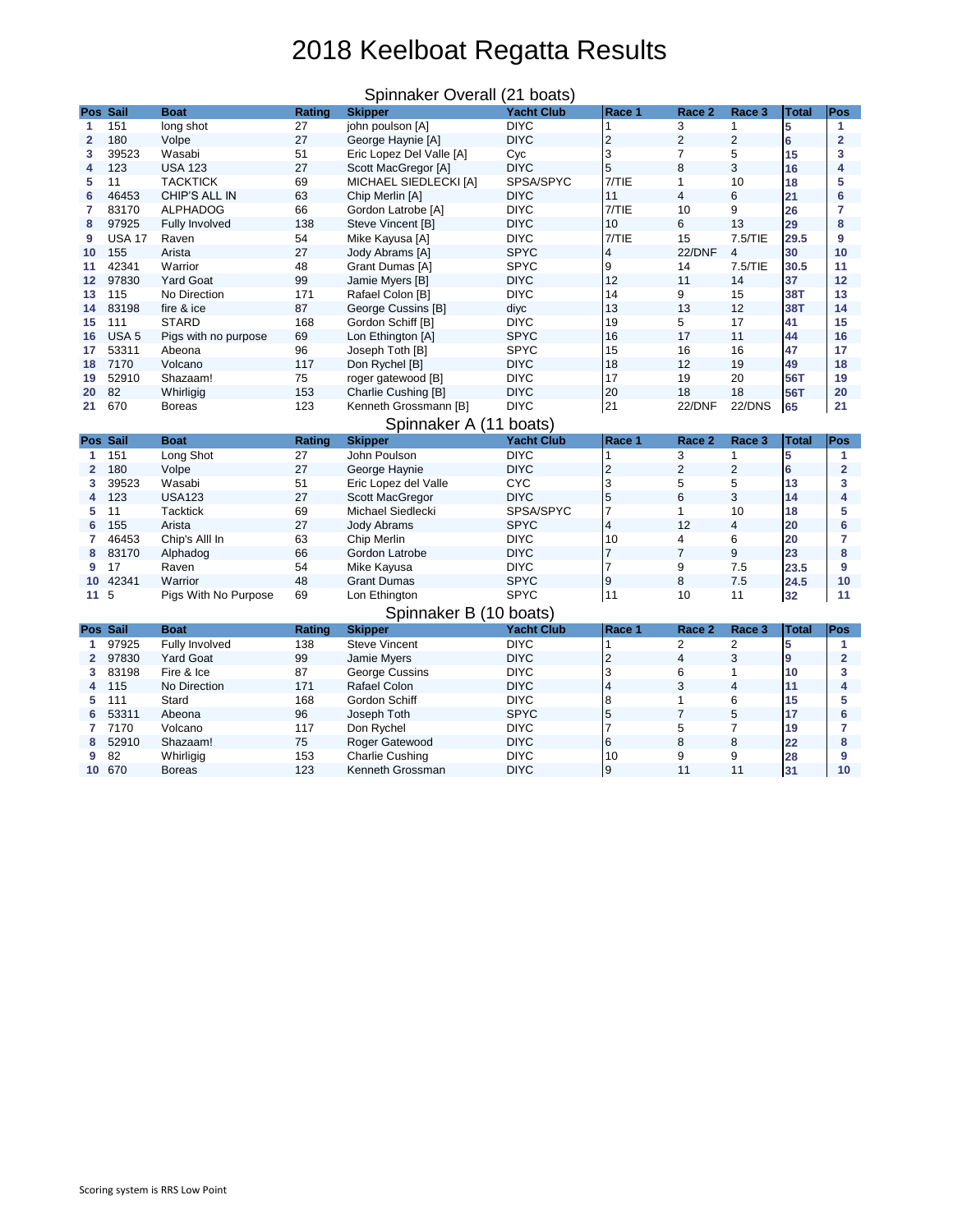# 2018 Keelboat Regatta Results

## Spinnaker Overall (21 boats)

| Pos | Sail | Boat | Rating | Skipper | Yacht Club | Race 1 | Race 2 | Race 3 | Total | Pos |
|---|---|---|---|---|---|---|---|---|---|---|
| 1 | 151 | long shot | 27 | john poulson [A] | DIYC | 1 | 3 | 1 | 5 | 1 |
| 2 | 180 | Volpe | 27 | George Haynie [A] | DIYC | 2 | 2 | 2 | 6 | 2 |
| 3 | 39523 | Wasabi | 51 | Eric Lopez Del Valle [A] | Cyc | 3 | 7 | 5 | 15 | 3 |
| 4 | 123 | USA 123 | 27 | Scott MacGregor [A] | DIYC | 5 | 8 | 3 | 16 | 4 |
| 5 | 11 | TACKTICK | 69 | MICHAEL SIEDLECKI [A] | SPSA/SPYC | 7/TIE | 1 | 10 | 18 | 5 |
| 6 | 46453 | CHIP'S ALL IN | 63 | Chip Merlin [A] | DIYC | 11 | 4 | 6 | 21 | 6 |
| 7 | 83170 | ALPHADOG | 66 | Gordon Latrobe [A] | DIYC | 7/TIE | 10 | 9 | 26 | 7 |
| 8 | 97925 | Fully Involved | 138 | Steve Vincent [B] | DIYC | 10 | 6 | 13 | 29 | 8 |
| 9 | USA 17 | Raven | 54 | Mike Kayusa [A] | DIYC | 7/TIE | 15 | 7.5/TIE | 29.5 | 9 |
| 10 | 155 | Arista | 27 | Jody Abrams [A] | SPYC | 4 | 22/DNF | 4 | 30 | 10 |
| 11 | 42341 | Warrior | 48 | Grant Dumas [A] | SPYC | 9 | 14 | 7.5/TIE | 30.5 | 11 |
| 12 | 97830 | Yard Goat | 99 | Jamie Myers [B] | DIYC | 12 | 11 | 14 | 37 | 12 |
| 13 | 115 | No Direction | 171 | Rafael Colon [B] | DIYC | 14 | 9 | 15 | 38T | 13 |
| 14 | 83198 | fire & ice | 87 | George Cussins [B] | diyc | 13 | 13 | 12 | 38T | 14 |
| 15 | 111 | STARD | 168 | Gordon Schiff [B] | DIYC | 19 | 5 | 17 | 41 | 15 |
| 16 | USA 5 | Pigs with no purpose | 69 | Lon Ethington [A] | SPYC | 16 | 17 | 11 | 44 | 16 |
| 17 | 53311 | Abeona | 96 | Joseph Toth [B] | SPYC | 15 | 16 | 16 | 47 | 17 |
| 18 | 7170 | Volcano | 117 | Don Rychel [B] | DIYC | 18 | 12 | 19 | 49 | 18 |
| 19 | 52910 | Shazaam! | 75 | roger gatewood [B] | DIYC | 17 | 19 | 20 | 56T | 19 |
| 20 | 82 | Whirligig | 153 | Charlie Cushing [B] | DIYC | 20 | 18 | 18 | 56T | 20 |
| 21 | 670 | Boreas | 123 | Kenneth Grossmann [B] | DIYC | 21 | 22/DNF | 22/DNS | 65 | 21 |

## Spinnaker A (11 boats)

| Pos | Sail | Boat | Rating | Skipper | Yacht Club | Race 1 | Race 2 | Race 3 | Total | Pos |
|---|---|---|---|---|---|---|---|---|---|---|
| 1 | 151 | Long Shot | 27 | John Poulson | DIYC | 1 | 3 | 1 | 5 | 1 |
| 2 | 180 | Volpe | 27 | George Haynie | DIYC | 2 | 2 | 2 | 6 | 2 |
| 3 | 39523 | Wasabi | 51 | Eric Lopez del Valle | CYC | 3 | 5 | 5 | 13 | 3 |
| 4 | 123 | USA123 | 27 | Scott MacGregor | DIYC | 5 | 6 | 3 | 14 | 4 |
| 5 | 11 | Tacktick | 69 | Michael Siedlecki | SPSA/SPYC | 7 | 1 | 10 | 18 | 5 |
| 6 | 155 | Arista | 27 | Jody Abrams | SPYC | 4 | 12 | 4 | 20 | 6 |
| 7 | 46453 | Chip's Alll In | 63 | Chip Merlin | DIYC | 10 | 4 | 6 | 20 | 7 |
| 8 | 83170 | Alphadog | 66 | Gordon Latrobe | DIYC | 7 | 7 | 9 | 23 | 8 |
| 9 | 17 | Raven | 54 | Mike Kayusa | DIYC | 7 | 9 | 7.5 | 23.5 | 9 |
| 10 | 42341 | Warrior | 48 | Grant Dumas | SPYC | 9 | 8 | 7.5 | 24.5 | 10 |
| 11 | 5 | Pigs With No Purpose | 69 | Lon Ethington | SPYC | 11 | 10 | 11 | 32 | 11 |

## Spinnaker B (10 boats)

| Pos | Sail | Boat | Rating | Skipper | Yacht Club | Race 1 | Race 2 | Race 3 | Total | Pos |
|---|---|---|---|---|---|---|---|---|---|---|
| 1 | 97925 | Fully Involved | 138 | Steve Vincent | DIYC | 1 | 2 | 2 | 5 | 1 |
| 2 | 97830 | Yard Goat | 99 | Jamie Myers | DIYC | 2 | 4 | 3 | 9 | 2 |
| 3 | 83198 | Fire & Ice | 87 | George Cussins | DIYC | 3 | 6 | 1 | 10 | 3 |
| 4 | 115 | No Direction | 171 | Rafael Colon | DIYC | 4 | 3 | 4 | 11 | 4 |
| 5 | 111 | Stard | 168 | Gordon Schiff | DIYC | 8 | 1 | 6 | 15 | 5 |
| 6 | 53311 | Abeona | 96 | Joseph Toth | SPYC | 5 | 7 | 5 | 17 | 6 |
| 7 | 7170 | Volcano | 117 | Don Rychel | DIYC | 7 | 5 | 7 | 19 | 7 |
| 8 | 52910 | Shazaam! | 75 | Roger Gatewood | DIYC | 6 | 8 | 8 | 22 | 8 |
| 9 | 82 | Whirligig | 153 | Charlie Cushing | DIYC | 10 | 9 | 9 | 28 | 9 |
| 10 | 670 | Boreas | 123 | Kenneth Grossman | DIYC | 9 | 11 | 11 | 31 | 10 |

Scoring system is RRS Low Point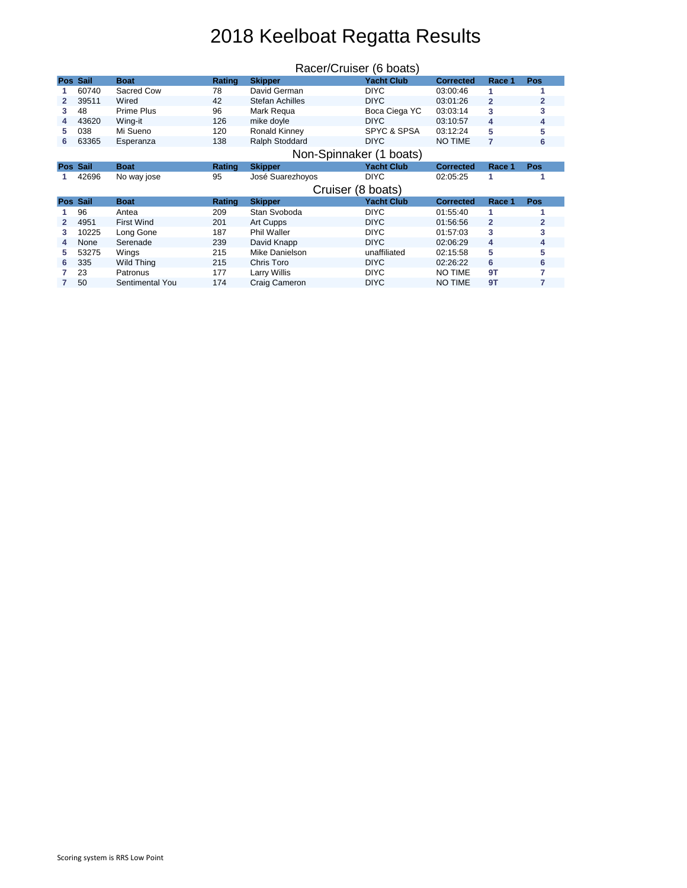# 2018 Keelboat Regatta Results

## Racer/Cruiser (6 boats)

| Pos | Sail | Boat | Rating | Skipper | Yacht Club | Corrected | Race 1 | Pos |
|---|---|---|---|---|---|---|---|---|
| 1 | 60740 | Sacred Cow | 78 | David German | DIYC | 03:00:46 | 1 | 1 |
| 2 | 39511 | Wired | 42 | Stefan Achilles | DIYC | 03:01:26 | 2 | 2 |
| 3 | 48 | Prime Plus | 96 | Mark Requa | Boca Ciega YC | 03:03:14 | 3 | 3 |
| 4 | 43620 | Wing-it | 126 | mike doyle | DIYC | 03:10:57 | 4 | 4 |
| 5 | 038 | Mi Sueno | 120 | Ronald Kinney | SPYC & SPSA | 03:12:24 | 5 | 5 |
| 6 | 63365 | Esperanza | 138 | Ralph Stoddard | DIYC | NO TIME | 7 | 6 |

## Non-Spinnaker (1 boats)

| Pos | Sail | Boat | Rating | Skipper | Yacht Club | Corrected | Race 1 | Pos |
|---|---|---|---|---|---|---|---|---|
| 1 | 42696 | No way jose | 95 | José Suarezhoyos | DIYC | 02:05:25 | 1 | 1 |

## Cruiser (8 boats)

| Pos | Sail | Boat | Rating | Skipper | Yacht Club | Corrected | Race 1 | Pos |
|---|---|---|---|---|---|---|---|---|
| 1 | 96 | Antea | 209 | Stan Svoboda | DIYC | 01:55:40 | 1 | 1 |
| 2 | 4951 | First Wind | 201 | Art Cupps | DIYC | 01:56:56 | 2 | 2 |
| 3 | 10225 | Long Gone | 187 | Phil Waller | DIYC | 01:57:03 | 3 | 3 |
| 4 | None | Serenade | 239 | David Knapp | DIYC | 02:06:29 | 4 | 4 |
| 5 | 53275 | Wings | 215 | Mike Danielson | unaffiliated | 02:15:58 | 5 | 5 |
| 6 | 335 | Wild Thing | 215 | Chris Toro | DIYC | 02:26:22 | 6 | 6 |
| 7 | 23 | Patronus | 177 | Larry Willis | DIYC | NO TIME | 9T | 7 |
| 7 | 50 | Sentimental You | 174 | Craig Cameron | DIYC | NO TIME | 9T | 7 |

Scoring system is RRS Low Point